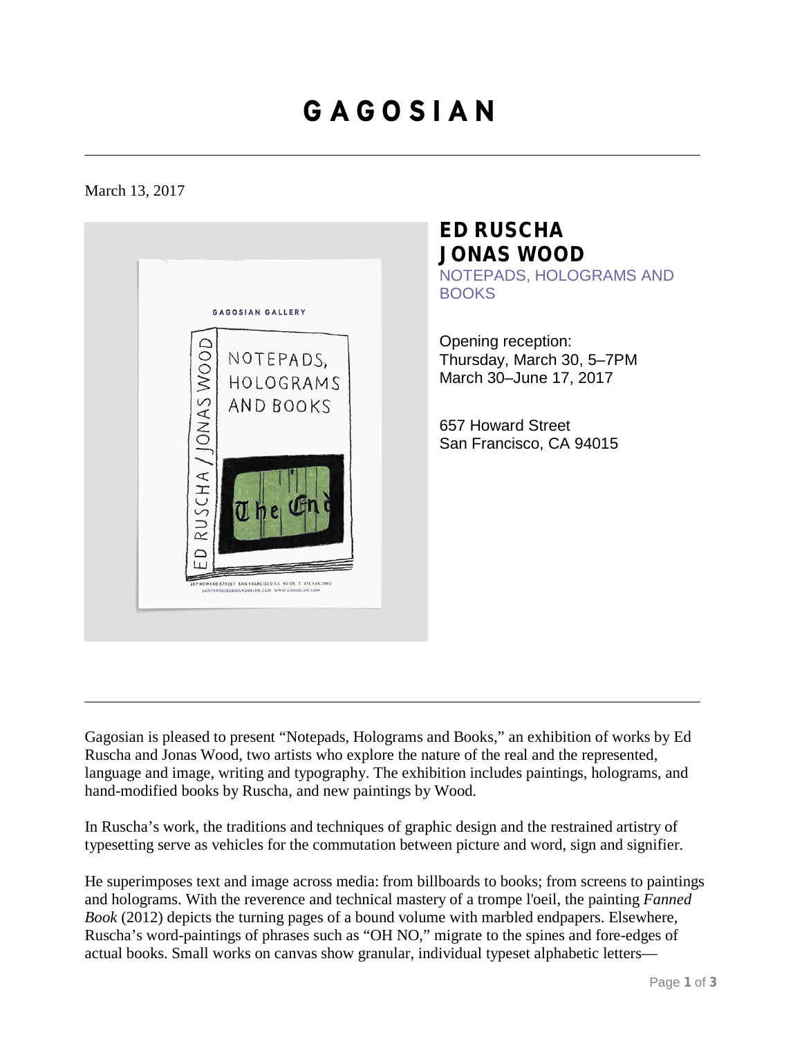# GAGOSIAN

March 13, 2017

## ED RUSCHA
## JONAS WOOD

NOTEPADS, HOLOGRAMS AND BOOKS

Opening reception:
Thursday, March 30, 5–7PM
March 30–June 17, 2017

657 Howard Street
San Francisco, CA 94015

---

Gagosian is pleased to present "Notepads, Holograms and Books," an exhibition of works by Ed Ruscha and Jonas Wood, two artists who explore the nature of the real and the represented, language and image, writing and typography. The exhibition includes paintings, holograms, and hand-modified books by Ruscha, and new paintings by Wood.

In Ruscha's work, the traditions and techniques of graphic design and the restrained artistry of typesetting serve as vehicles for the commutation between picture and word, sign and signifier.

He superimposes text and image across media: from billboards to books; from screens to paintings and holograms. With the reverence and technical mastery of a trompe l'oeil, the painting *Fanned Book* (2012) depicts the turning pages of a bound volume with marbled endpapers. Elsewhere, Ruscha's word-paintings of phrases such as "OH NO," migrate to the spines and fore-edges of actual books. Small works on canvas show granular, individual typeset alphabetic letters—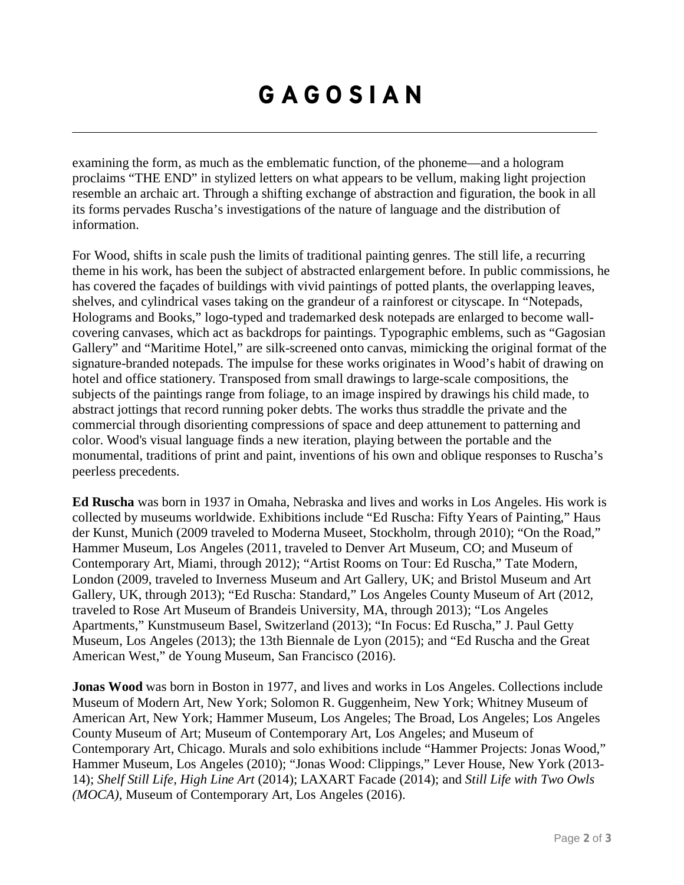examining the form, as much as the emblematic function, of the phoneme—and a hologram proclaims "THE END" in stylized letters on what appears to be vellum, making light projection resemble an archaic art. Through a shifting exchange of abstraction and figuration, the book in all its forms pervades Ruscha's investigations of the nature of language and the distribution of information.

For Wood, shifts in scale push the limits of traditional painting genres. The still life, a recurring theme in his work, has been the subject of abstracted enlargement before. In public commissions, he has covered the façades of buildings with vivid paintings of potted plants, the overlapping leaves, shelves, and cylindrical vases taking on the grandeur of a rainforest or cityscape. In "Notepads, Holograms and Books," logo-typed and trademarked desk notepads are enlarged to become wall-covering canvases, which act as backdrops for paintings. Typographic emblems, such as "Gagosian Gallery" and "Maritime Hotel," are silk-screened onto canvas, mimicking the original format of the signature-branded notepads. The impulse for these works originates in Wood's habit of drawing on hotel and office stationery. Transposed from small drawings to large-scale compositions, the subjects of the paintings range from foliage, to an image inspired by drawings his child made, to abstract jottings that record running poker debts. The works thus straddle the private and the commercial through disorienting compressions of space and deep attunement to patterning and color. Wood's visual language finds a new iteration, playing between the portable and the monumental, traditions of print and paint, inventions of his own and oblique responses to Ruscha's peerless precedents.

**Ed Ruscha** was born in 1937 in Omaha, Nebraska and lives and works in Los Angeles. His work is collected by museums worldwide. Exhibitions include "Ed Ruscha: Fifty Years of Painting," Haus der Kunst, Munich (2009 traveled to Moderna Museet, Stockholm, through 2010); "On the Road," Hammer Museum, Los Angeles (2011, traveled to Denver Art Museum, CO; and Museum of Contemporary Art, Miami, through 2012); "Artist Rooms on Tour: Ed Ruscha," Tate Modern, London (2009, traveled to Inverness Museum and Art Gallery, UK; and Bristol Museum and Art Gallery, UK, through 2013); "Ed Ruscha: Standard," Los Angeles County Museum of Art (2012, traveled to Rose Art Museum of Brandeis University, MA, through 2013); "Los Angeles Apartments," Kunstmuseum Basel, Switzerland (2013); "In Focus: Ed Ruscha," J. Paul Getty Museum, Los Angeles (2013); the 13th Biennale de Lyon (2015); and "Ed Ruscha and the Great American West," de Young Museum, San Francisco (2016).

**Jonas Wood** was born in Boston in 1977, and lives and works in Los Angeles. Collections include Museum of Modern Art, New York; Solomon R. Guggenheim, New York; Whitney Museum of American Art, New York; Hammer Museum, Los Angeles; The Broad, Los Angeles; Los Angeles County Museum of Art; Museum of Contemporary Art, Los Angeles; and Museum of Contemporary Art, Chicago. Murals and solo exhibitions include "Hammer Projects: Jonas Wood," Hammer Museum, Los Angeles (2010); "Jonas Wood: Clippings," Lever House, New York (2013-14); *Shelf Still Life, High Line Art* (2014); LAXART Facade (2014); and *Still Life with Two Owls (MOCA)*, Museum of Contemporary Art, Los Angeles (2016).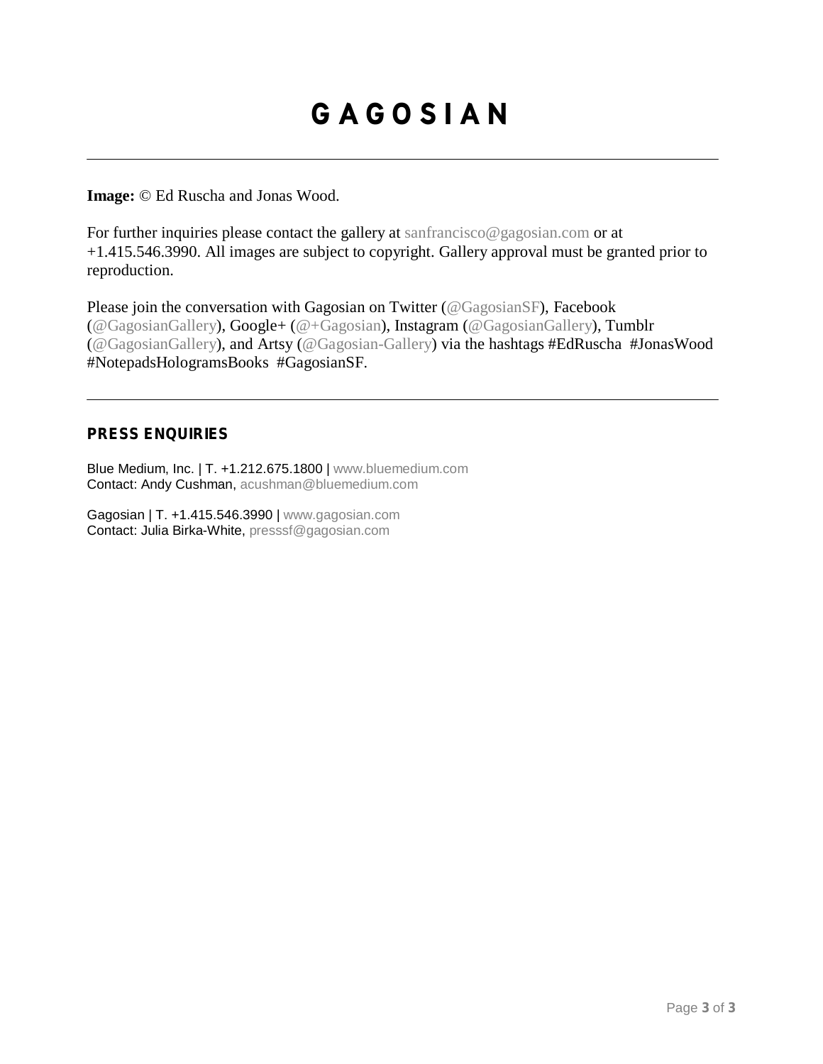# GAGOSIAN

---

**Image:** © Ed Ruscha and Jonas Wood.

For further inquiries please contact the gallery at sanfrancisco@gagosian.com or at +1.415.546.3990. All images are subject to copyright. Gallery approval must be granted prior to reproduction.

Please join the conversation with Gagosian on Twitter (@GagosianSF), Facebook (@GagosianGallery), Google+ (@+Gagosian), Instagram (@GagosianGallery), Tumblr (@GagosianGallery), and Artsy (@Gagosian-Gallery) via the hashtags #EdRuscha #JonasWood #NotepadsHologramsBooks #GagosianSF.

---

## PRESS ENQUIRIES

Blue Medium, Inc. | T. +1.212.675.1800 | www.bluemedium.com
Contact: Andy Cushman, acushman@bluemedium.com

Gagosian | T. +1.415.546.3990 | www.gagosian.com
Contact: Julia Birka-White, presssf@gagosian.com